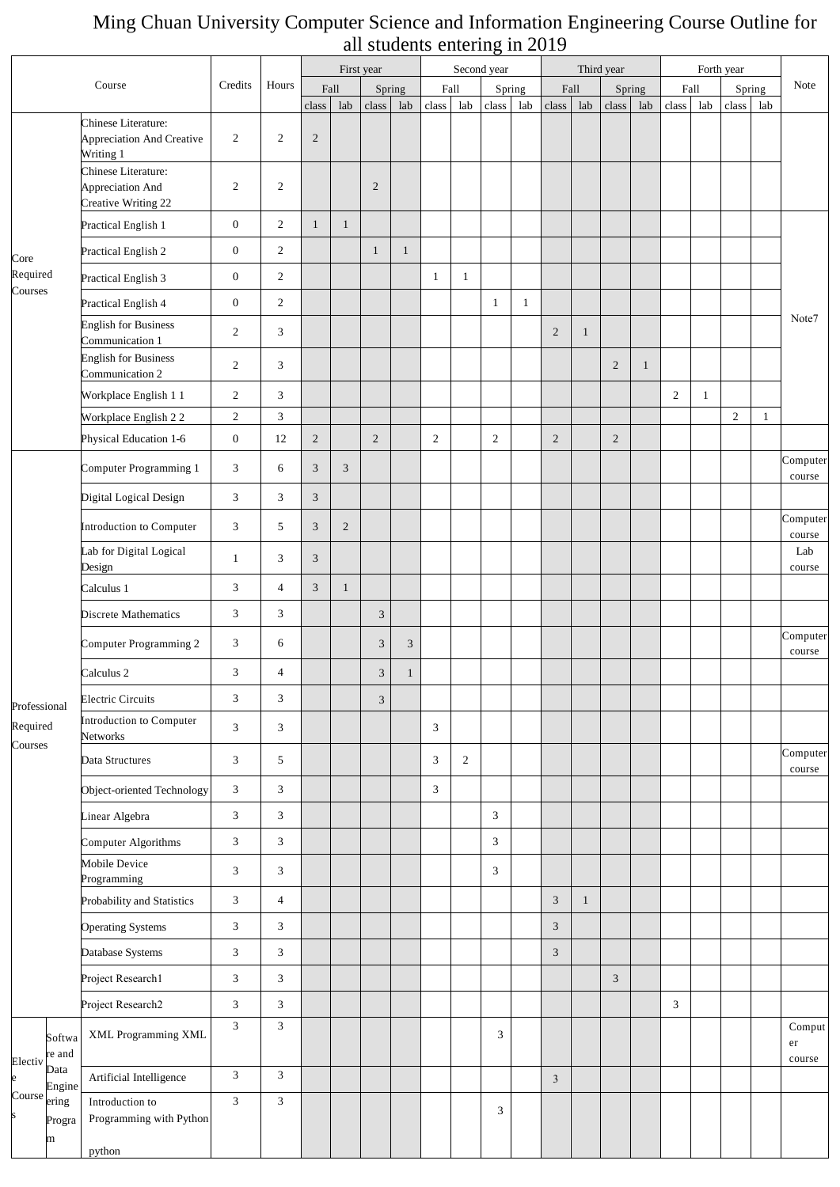# Ming Chuan University Computer Science and Information Engineering Course Outline for all students entering in 2019

| Course | | | Credits | Hours | First year | | | | | | | | Second year | | | | | | | | Third year | | | | | | | | Forth year | | | | | | | | Note |
|---|---|---|---|---|---|---|---|---|---|---|---|---|---|---|---|---|---|---|---|---|---|---|---|---|---|---|---|---|---|---|---|---|---|---|---|---|---|
| | | | | | Fall | | Spring | | | | | | Fall | | Spring | | | | | | Fall | | Spring | | | | | | Fall | | Spring | | | | | | |
| | | | | | class | lab | class | lab | | | | | class | lab | class | lab | | | | | class | lab | class | lab | | | | | class | lab | class | lab | | | | | |

Since the above layout is complex, the table is presented in simplified form below:

| Course | | | Credits | Hours | Y1 Fall class | Y1 Fall lab | Y1 Spring class | Y1 Spring lab | Y2 Fall class | Y2 Fall lab | Y2 Spring class | Y2 Spring lab | Y3 Fall class | Y3 Fall lab | Y3 Spring class | Y3 Spring lab | Y4 Fall class | Y4 Fall lab | Y4 Spring class | Y4 Spring lab | Note |
|---|---|---|---|---|---|---|---|---|---|---|---|---|---|---|---|---|---|---|---|---|---|
| Core Required Courses | | Chinese Literature: Appreciation And Creative Writing 1 | 2 | 2 | 2 | | | | | | | | | | | | | | | | |
| | | Chinese Literature: Appreciation And Creative Writing 22 | 2 | 2 | | | 2 | | | | | | | | | | | | | | |
| | | Practical English 1 | 0 | 2 | 1 | 1 | | | | | | | | | | | | | | | Note7 |
| | | Practical English 2 | 0 | 2 | | | 1 | 1 | | | | | | | | | | | | | |
| | | Practical English 3 | 0 | 2 | | | | | 1 | 1 | | | | | | | | | | | |
| | | Practical English 4 | 0 | 2 | | | | | | | 1 | 1 | | | | | | | | | |
| | | English for Business Communication 1 | 2 | 3 | | | | | | | | | 2 | 1 | | | | | | | |
| | | English for Business Communication 2 | 2 | 3 | | | | | | | | | | | 2 | 1 | | | | | |
| | | Workplace English 1 1 | 2 | 3 | | | | | | | | | | | | | 2 | 1 | | | |
| | | Workplace English 2 2 | 2 | 3 | | | | | | | | | | | | | | | 2 | 1 | |
| | | Physical Education 1-6 | 0 | 12 | 2 | | 2 | | 2 | | 2 | | 2 | | 2 | | | | | | |
| Professional Required Courses | | Computer Programming 1 | 3 | 6 | 3 | 3 | | | | | | | | | | | | | | | Computer course |
| | | Digital Logical Design | 3 | 3 | 3 | | | | | | | | | | | | | | | | |
| | | Introduction to Computer | 3 | 5 | 3 | 2 | | | | | | | | | | | | | | | Computer course |
| | | Lab for Digital Logical Design | 1 | 3 | 3 | | | | | | | | | | | | | | | | Lab course |
| | | Calculus 1 | 3 | 4 | 3 | 1 | | | | | | | | | | | | | | | |
| | | Discrete Mathematics | 3 | 3 | | | 3 | | | | | | | | | | | | | | |
| | | Computer Programming 2 | 3 | 6 | | | 3 | 3 | | | | | | | | | | | | | Computer course |
| | | Calculus 2 | 3 | 4 | | | 3 | 1 | | | | | | | | | | | | | |
| | | Electric Circuits | 3 | 3 | | | 3 | | | | | | | | | | | | | | |
| | | Introduction to Computer Networks | 3 | 3 | | | | | 3 | | | | | | | | | | | | |
| | | Data Structures | 3 | 5 | | | | | 3 | 2 | | | | | | | | | | | Computer course |
| | | Object-oriented Technology | 3 | 3 | | | | | 3 | | | | | | | | | | | | |
| | | Linear Algebra | 3 | 3 | | | | | | | 3 | | | | | | | | | | |
| | | Computer Algorithms | 3 | 3 | | | | | | | 3 | | | | | | | | | | |
| | | Mobile Device Programming | 3 | 3 | | | | | | | 3 | | | | | | | | | | |
| | | Probability and Statistics | 3 | 4 | | | | | | | | | 3 | 1 | | | | | | | |
| | | Operating Systems | 3 | 3 | | | | | | | | | 3 | | | | | | | | |
| | | Database Systems | 3 | 3 | | | | | | | | | 3 | | | | | | | | |
| | | Project Research1 | 3 | 3 | | | | | | | | | | | 3 | | | | | | |
| | | Project Research2 | 3 | 3 | | | | | | | | | | | | | 3 | | | | |
| Elective Courses | Software and Data Engineering Program | XML Programming XML | 3 | 3 | | | | | | | 3 | | | | | | | | | | Computer course |
| | | Artificial Intelligence | 3 | 3 | | | | | | | | | 3 | | | | | | | | |
| | | Introduction to Programming with Python python | 3 | 3 | | | | | | | 3 | | | | | | | | | | |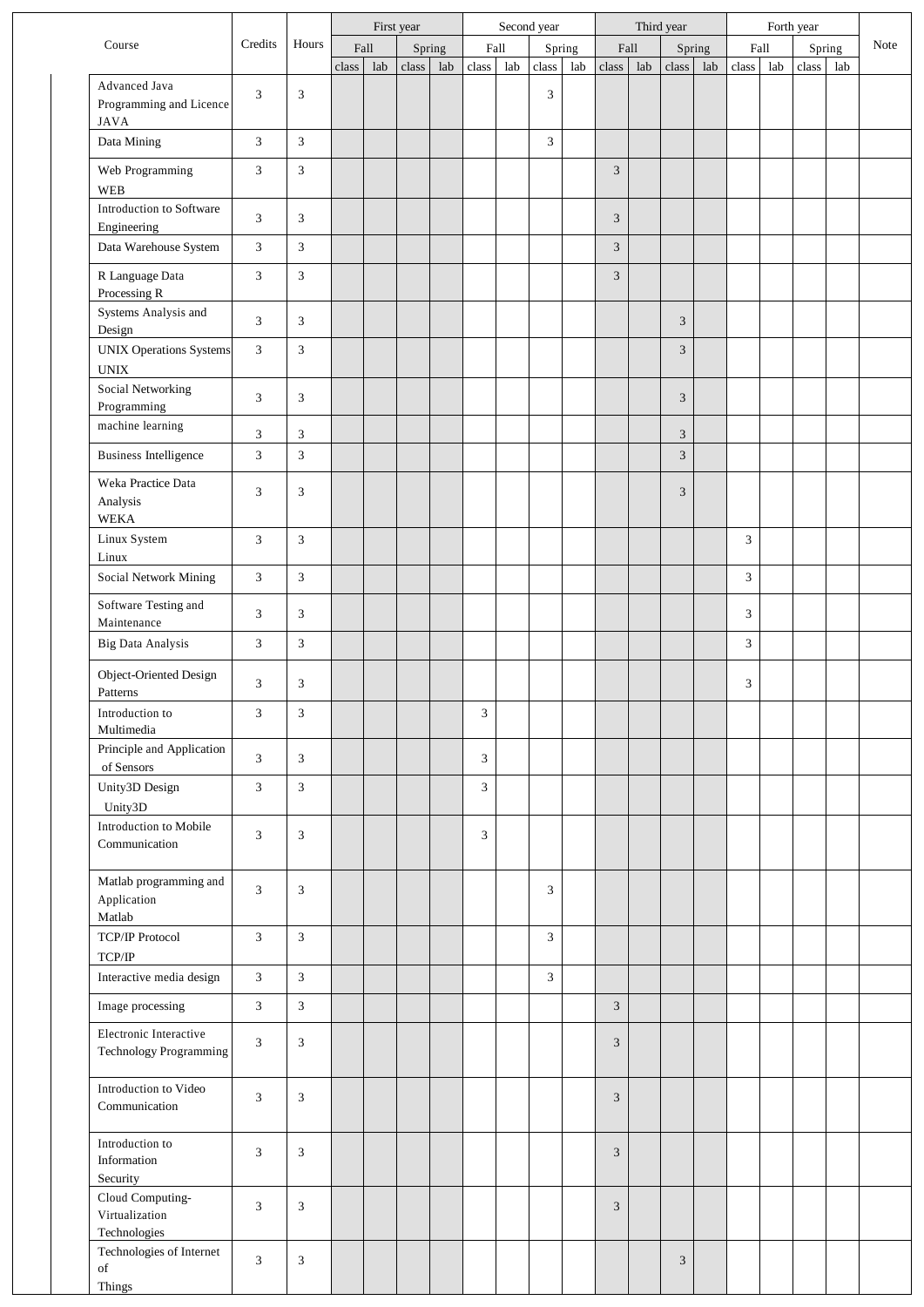| Course | | | Credits | Hours | First year | | | | Second year | | | | Third year | | | | Forth year | | | | Note |
|---|---|---|---|---|---|---|---|---|---|---|---|---|---|---|---|---|---|---|---|---|---|
| | | | | | Fall | | Spring | | Fall | | Spring | | Fall | | Spring | | Fall | | Spring | | |
| | | | | | class | lab | class | lab | class | lab | class | lab | class | lab | class | lab | class | lab | class | lab | |
| | | Advanced Java Programming and Licence JAVA | 3 | 3 | | | | | | | 3 | | | | | | | | | | |
| | | Data Mining | 3 | 3 | | | | | | | 3 | | | | | | | | | | |
| | | Web Programming WEB | 3 | 3 | | | | | | | | | 3 | | | | | | | | |
| | | Introduction to Software Engineering | 3 | 3 | | | | | | | | | 3 | | | | | | | | |
| | | Data Warehouse System | 3 | 3 | | | | | | | | | 3 | | | | | | | | |
| | | R Language Data Processing R | 3 | 3 | | | | | | | | | 3 | | | | | | | | |
| | | Systems Analysis and Design | 3 | 3 | | | | | | | | | | | 3 | | | | | | |
| | | UNIX Operations Systems UNIX | 3 | 3 | | | | | | | | | | | 3 | | | | | | |
| | | Social Networking Programming | 3 | 3 | | | | | | | | | | | 3 | | | | | | |
| | | machine learning | 3 | 3 | | | | | | | | | | | 3 | | | | | | |
| | | Business Intelligence | 3 | 3 | | | | | | | | | | | 3 | | | | | | |
| | | Weka Practice Data Analysis WEKA | 3 | 3 | | | | | | | | | | | 3 | | | | | | |
| | | Linux System Linux | 3 | 3 | | | | | | | | | | | | | 3 | | | | |
| | | Social Network Mining | 3 | 3 | | | | | | | | | | | | | 3 | | | | |
| | | Software Testing and Maintenance | 3 | 3 | | | | | | | | | | | | | 3 | | | | |
| | | Big Data Analysis | 3 | 3 | | | | | | | | | | | | | 3 | | | | |
| | | Object-Oriented Design Patterns | 3 | 3 | | | | | | | | | | | | | 3 | | | | |
| | | Introduction to Multimedia | 3 | 3 | | | | | 3 | | | | | | | | | | | | |
| | | Principle and Application of Sensors | 3 | 3 | | | | | 3 | | | | | | | | | | | | |
| | | Unity3D Design Unity3D | 3 | 3 | | | | | 3 | | | | | | | | | | | | |
| | | Introduction to Mobile Communication | 3 | 3 | | | | | 3 | | | | | | | | | | | | |
| | | Matlab programming and Application Matlab | 3 | 3 | | | | | | | 3 | | | | | | | | | | |
| | | TCP/IP Protocol TCP/IP | 3 | 3 | | | | | | | 3 | | | | | | | | | | |
| | | Interactive media design | 3 | 3 | | | | | | | 3 | | | | | | | | | | |
| | | Image processing | 3 | 3 | | | | | | | | | 3 | | | | | | | | |
| | | Electronic Interactive Technology Programming | 3 | 3 | | | | | | | | | 3 | | | | | | | | |
| | | Introduction to Video Communication | 3 | 3 | | | | | | | | | 3 | | | | | | | | |
| | | Introduction to Information Security | 3 | 3 | | | | | | | | | 3 | | | | | | | | |
| | | Cloud Computing-Virtualization Technologies | 3 | 3 | | | | | | | | | 3 | | | | | | | | |
| | | Technologies of Internet of Things | 3 | 3 | | | | | | | | | | | 3 | | | | | | |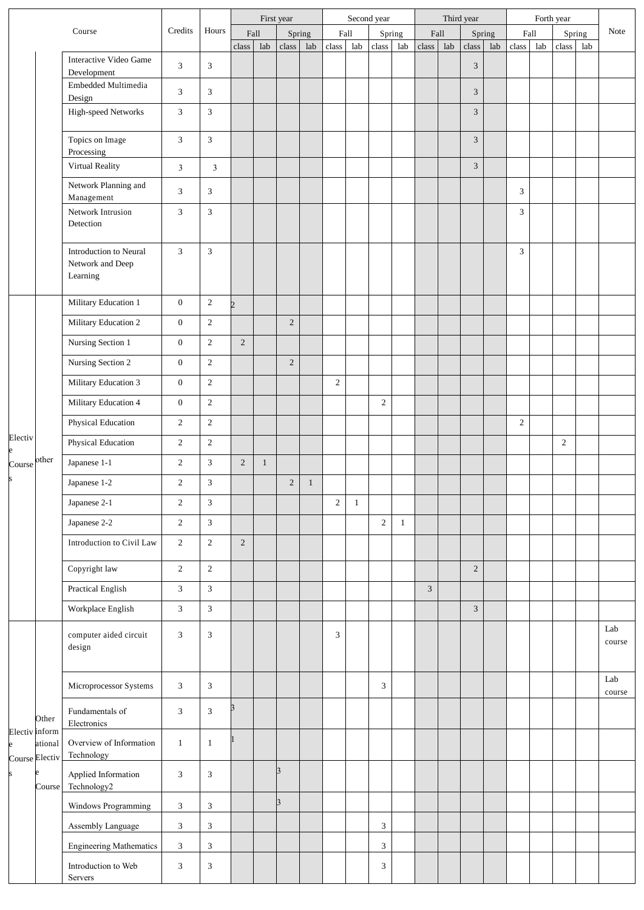| Course | | | Credits | Hours | First year | | | | Second year | | | | Third year | | | | Forth year | | | | Note |
|---|---|---|---|---|---|---|---|---|---|---|---|---|---|---|---|---|---|---|---|---|---|
| | | | | | Fall | | Spring | | Fall | | Spring | | Fall | | Spring | | Fall | | Spring | | |
| | | | | | class | lab | class | lab | class | lab | class | lab | class | lab | class | lab | class | lab | class | lab | |
| | | Interactive Video Game Development | 3 | 3 | | | | | | | | | | | 3 | | | | | | |
| | | Embedded Multimedia Design | 3 | 3 | | | | | | | | | | | 3 | | | | | | |
| | | High-speed Networks | 3 | 3 | | | | | | | | | | | 3 | | | | | | |
| | | Topics on Image Processing | 3 | 3 | | | | | | | | | | | 3 | | | | | | |
| | | Virtual Reality | 3 | 3 | | | | | | | | | | | 3 | | | | | | |
| | | Network Planning and Management | 3 | 3 | | | | | | | | | | | | | 3 | | | | |
| | | Network Intrusion Detection | 3 | 3 | | | | | | | | | | | | | 3 | | | | |
| | | Introduction to Neural Network and Deep Learning | 3 | 3 | | | | | | | | | | | | | 3 | | | | |
| Elective Courses | other | Military Education 1 | 0 | 2 | 2 | | | | | | | | | | | | | | | | |
| | | Military Education 2 | 0 | 2 | | | 2 | | | | | | | | | | | | | | |
| | | Nursing Section 1 | 0 | 2 | 2 | | | | | | | | | | | | | | | | |
| | | Nursing Section 2 | 0 | 2 | | | 2 | | | | | | | | | | | | | | |
| | | Military Education 3 | 0 | 2 | | | | | 2 | | | | | | | | | | | | |
| | | Military Education 4 | 0 | 2 | | | | | | | 2 | | | | | | | | | | |
| | | Physical Education | 2 | 2 | | | | | | | | | | | | | 2 | | | | |
| | | Physical Education | 2 | 2 | | | | | | | | | | | | | | | 2 | | |
| | | Japanese 1-1 | 2 | 3 | 2 | 1 | | | | | | | | | | | | | | | |
| | | Japanese 1-2 | 2 | 3 | | | 2 | 1 | | | | | | | | | | | | | |
| | | Japanese 2-1 | 2 | 3 | | | | | 2 | 1 | | | | | | | | | | | |
| | | Japanese 2-2 | 2 | 3 | | | | | | | 2 | 1 | | | | | | | | | |
| | | Introduction to Civil Law | 2 | 2 | 2 | | | | | | | | | | | | | | | | |
| | | Copyright law | 2 | 2 | | | | | | | | | | | 2 | | | | | | |
| | | Practical English | 3 | 3 | | | | | | | | | 3 | | | | | | | | |
| | | Workplace English | 3 | 3 | | | | | | | | | | | 3 | | | | | | |
| Elective Courses | Other informational Elective Course | computer aided circuit design | 3 | 3 | | | | | 3 | | | | | | | | | | | | Lab course |
| | | Microprocessor Systems | 3 | 3 | | | | | | | 3 | | | | | | | | | | Lab course |
| | | Fundamentals of Electronics | 3 | 3 | 3 | | | | | | | | | | | | | | | | |
| | | Overview of Information Technology | 1 | 1 | 1 | | | | | | | | | | | | | | | | |
| | | Applied Information Technology2 | 3 | 3 | | | 3 | | | | | | | | | | | | | | |
| | | Windows Programming | 3 | 3 | | | 3 | | | | | | | | | | | | | | |
| | | Assembly Language | 3 | 3 | | | | | | | 3 | | | | | | | | | | |
| | | Engineering Mathematics | 3 | 3 | | | | | | | 3 | | | | | | | | | | |
| | | Introduction to Web Servers | 3 | 3 | | | | | | | 3 | | | | | | | | | | |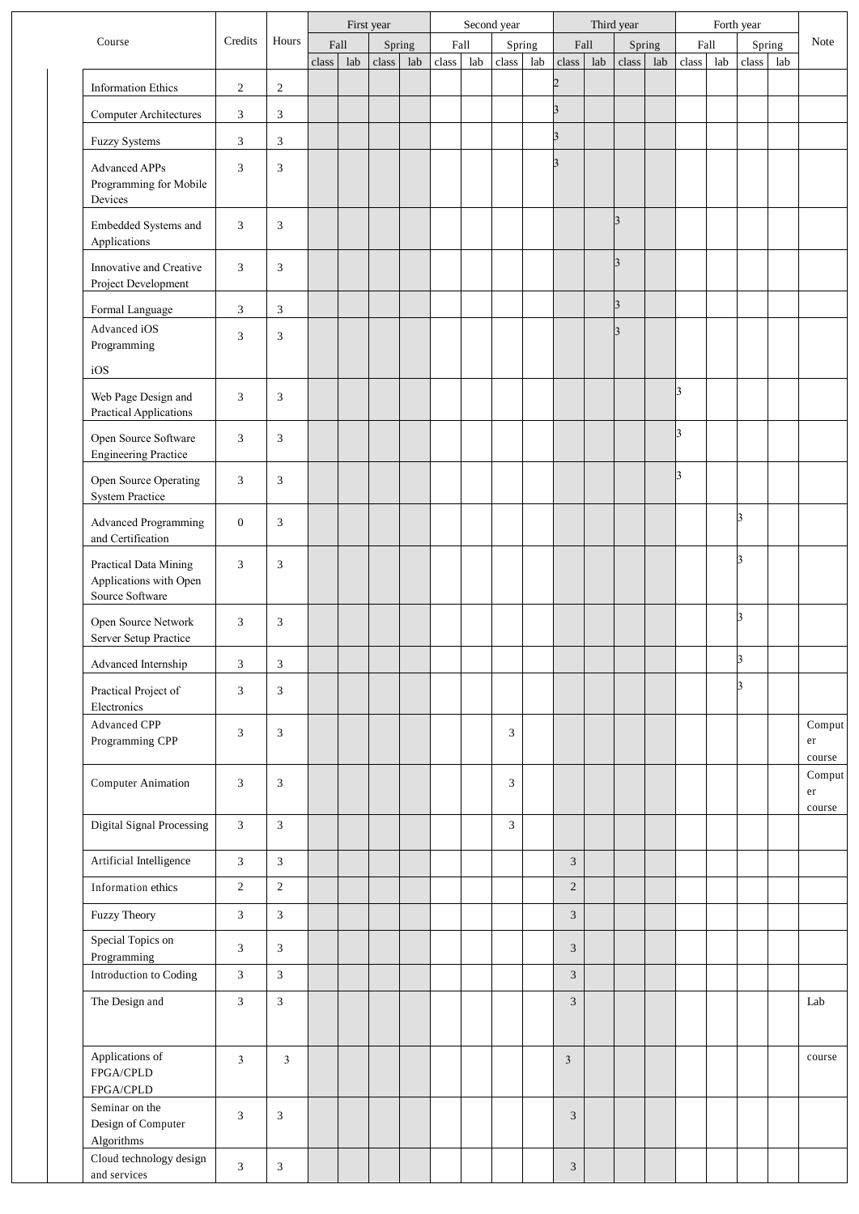| Course | Credits | Hours | First year | | | | Second year | | | | Third year | | | | Forth year | | | | Note |
|---|---|---|---|---|---|---|---|---|---|---|---|---|---|---|---|---|---|---|---|
| | | | Fall | | Spring | | Fall | | Spring | | Fall | | Spring | | Fall | | Spring | | |
| | | | class | lab | class | lab | class | lab | class | lab | class | lab | class | lab | class | lab | class | lab | |
| Information Ethics | 2 | 2 | | | | | | | | | 2 | | | | | | | | |
| Computer Architectures | 3 | 3 | | | | | | | | | 3 | | | | | | | | |
| Fuzzy Systems | 3 | 3 | | | | | | | | | 3 | | | | | | | | |
| Advanced APPs Programming for Mobile Devices | 3 | 3 | | | | | | | | | 3 | | | | | | | | |
| Embedded Systems and Applications | 3 | 3 | | | | | | | | | | | 3 | | | | | | |
| Innovative and Creative Project Development | 3 | 3 | | | | | | | | | | | 3 | | | | | | |
| Formal Language | 3 | 3 | | | | | | | | | | | 3 | | | | | | |
| Advanced iOS Programming iOS | 3 | 3 | | | | | | | | | | | 3 | | | | | | |
| Web Page Design and Practical Applications | 3 | 3 | | | | | | | | | | | | | 3 | | | | |
| Open Source Software Engineering Practice | 3 | 3 | | | | | | | | | | | | | 3 | | | | |
| Open Source Operating System Practice | 3 | 3 | | | | | | | | | | | | | 3 | | | | |
| Advanced Programming and Certification | 0 | 3 | | | | | | | | | | | | | | | 3 | | |
| Practical Data Mining Applications with Open Source Software | 3 | 3 | | | | | | | | | | | | | | | 3 | | |
| Open Source Network Server Setup Practice | 3 | 3 | | | | | | | | | | | | | | | 3 | | |
| Advanced Internship | 3 | 3 | | | | | | | | | | | | | | | 3 | | |
| Practical Project of Electronics | 3 | 3 | | | | | | | | | | | | | | | 3 | | |
| Advanced CPP Programming CPP | 3 | 3 | | | | | | | 3 | | | | | | | | | | Computer course |
| Computer Animation | 3 | 3 | | | | | | | 3 | | | | | | | | | | Computer course |
| Digital Signal Processing | 3 | 3 | | | | | | | 3 | | | | | | | | | | |
| Artificial Intelligence | 3 | 3 | | | | | | | | | 3 | | | | | | | | |
| Information ethics | 2 | 2 | | | | | | | | | 2 | | | | | | | | |
| Fuzzy Theory | 3 | 3 | | | | | | | | | 3 | | | | | | | | |
| Special Topics on Programming | 3 | 3 | | | | | | | | | 3 | | | | | | | | |
| Introduction to Coding | 3 | 3 | | | | | | | | | 3 | | | | | | | | |
| The Design and | 3 | 3 | | | | | | | | | 3 | | | | | | | | Lab |
| Applications of FPGA/CPLD FPGA/CPLD | 3 | 3 | | | | | | | | | 3 | | | | | | | | course |
| Seminar on the Design of Computer Algorithms | 3 | 3 | | | | | | | | | 3 | | | | | | | | |
| Cloud technology design and services | 3 | 3 | | | | | | | | | 3 | | | | | | | | |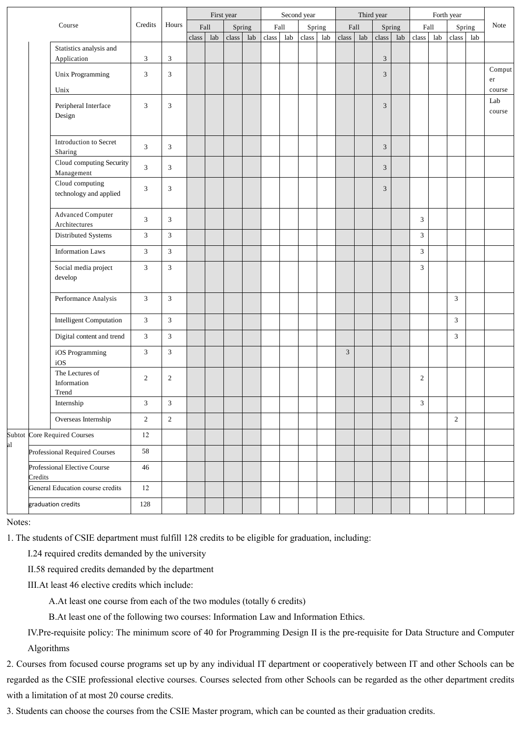| Course | | | Credits | Hours | First year | | | | Second year | | | | Third year | | | | Forth year | | | | Note |
|---|---|---|---|---|---|---|---|---|---|---|---|---|---|---|---|---|---|---|---|---|---|
| | | | | | Fall | | Spring | | Fall | | Spring | | Fall | | Spring | | Fall | | Spring | | |
| | | | | | class | lab | class | lab | class | lab | class | lab | class | lab | class | lab | class | lab | class | lab | |
| | | Statistics analysis and Application | 3 | 3 | | | | | | | | | | | 3 | | | | | | |
| | | Unix Programming Unix | 3 | 3 | | | | | | | | | | | 3 | | | | | | Computer course |
| | | Peripheral Interface Design | 3 | 3 | | | | | | | | | | | 3 | | | | | | Lab course |
| | | Introduction to Secret Sharing | 3 | 3 | | | | | | | | | | | 3 | | | | | | |
| | | Cloud computing Security Management | 3 | 3 | | | | | | | | | | | 3 | | | | | | |
| | | Cloud computing technology and applied | 3 | 3 | | | | | | | | | | | 3 | | | | | | |
| | | Advanced Computer Architectures | 3 | 3 | | | | | | | | | | | | | 3 | | | | |
| | | Distributed Systems | 3 | 3 | | | | | | | | | | | | | 3 | | | | |
| | | Information Laws | 3 | 3 | | | | | | | | | | | | | 3 | | | | |
| | | Social media project develop | 3 | 3 | | | | | | | | | | | | | 3 | | | | |
| | | Performance Analysis | 3 | 3 | | | | | | | | | | | | | | | 3 | | |
| | | Intelligent Computation | 3 | 3 | | | | | | | | | | | | | | | 3 | | |
| | | Digital content and trend | 3 | 3 | | | | | | | | | | | | | | | 3 | | |
| | | iOS Programming iOS | 3 | 3 | | | | | | | | | 3 | | | | | | | | |
| | | The Lectures of Information Trend | 2 | 2 | | | | | | | | | | | | | 2 | | | | |
| | | Internship | 3 | 3 | | | | | | | | | | | | | 3 | | | | |
| | | Overseas Internship | 2 | 2 | | | | | | | | | | | | | | | 2 | | |
| Subtotal | Core Required Courses | | 12 | | | | | | | | | | | | | | | | | | |
| | Professional Required Courses | | 58 | | | | | | | | | | | | | | | | | | |
| | Professional Elective Course Credits | | 46 | | | | | | | | | | | | | | | | | | |
| | General Education course credits | | 12 | | | | | | | | | | | | | | | | | | |
| | graduation credits | | 128 | | | | | | | | | | | | | | | | | | |

Notes:

1. The students of CSIE department must fulfill 128 credits to be eligible for graduation, including:
   - I.24 required credits demanded by the university
   - II.58 required credits demanded by the department
   - III.At least 46 elective credits which include:
     - A.At least one course from each of the two modules (totally 6 credits)
     - B.At least one of the following two courses: Information Law and Information Ethics.
   - IV.Pre-requisite policy: The minimum score of 40 for Programming Design II is the pre-requisite for Data Structure and Computer Algorithms
2. Courses from focused course programs set up by any individual IT department or cooperatively between IT and other Schools can be regarded as the CSIE professional elective courses. Courses selected from other Schools can be regarded as the other department credits with a limitation of at most 20 course credits.
3. Students can choose the courses from the CSIE Master program, which can be counted as their graduation credits.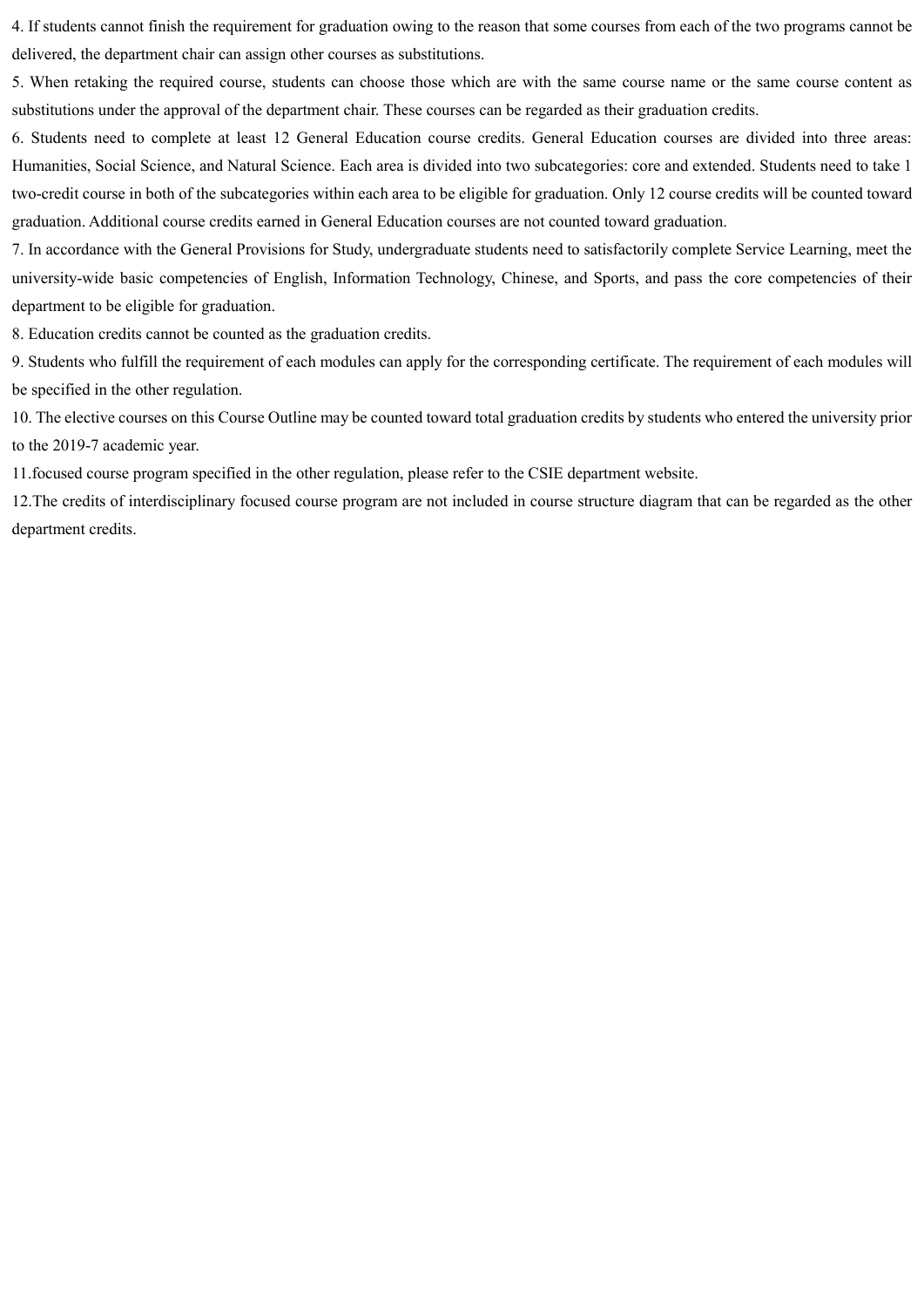4. If students cannot finish the requirement for graduation owing to the reason that some courses from each of the two programs cannot be delivered, the department chair can assign other courses as substitutions.

5. When retaking the required course, students can choose those which are with the same course name or the same course content as substitutions under the approval of the department chair. These courses can be regarded as their graduation credits.

6. Students need to complete at least 12 General Education course credits. General Education courses are divided into three areas: Humanities, Social Science, and Natural Science. Each area is divided into two subcategories: core and extended. Students need to take 1 two-credit course in both of the subcategories within each area to be eligible for graduation. Only 12 course credits will be counted toward graduation. Additional course credits earned in General Education courses are not counted toward graduation.

7. In accordance with the General Provisions for Study, undergraduate students need to satisfactorily complete Service Learning, meet the university-wide basic competencies of English, Information Technology, Chinese, and Sports, and pass the core competencies of their department to be eligible for graduation.

8. Education credits cannot be counted as the graduation credits.

9. Students who fulfill the requirement of each modules can apply for the corresponding certificate. The requirement of each modules will be specified in the other regulation.

10. The elective courses on this Course Outline may be counted toward total graduation credits by students who entered the university prior to the 2019-7 academic year.

11.focused course program specified in the other regulation, please refer to the CSIE department website.

12.The credits of interdisciplinary focused course program are not included in course structure diagram that can be regarded as the other department credits.